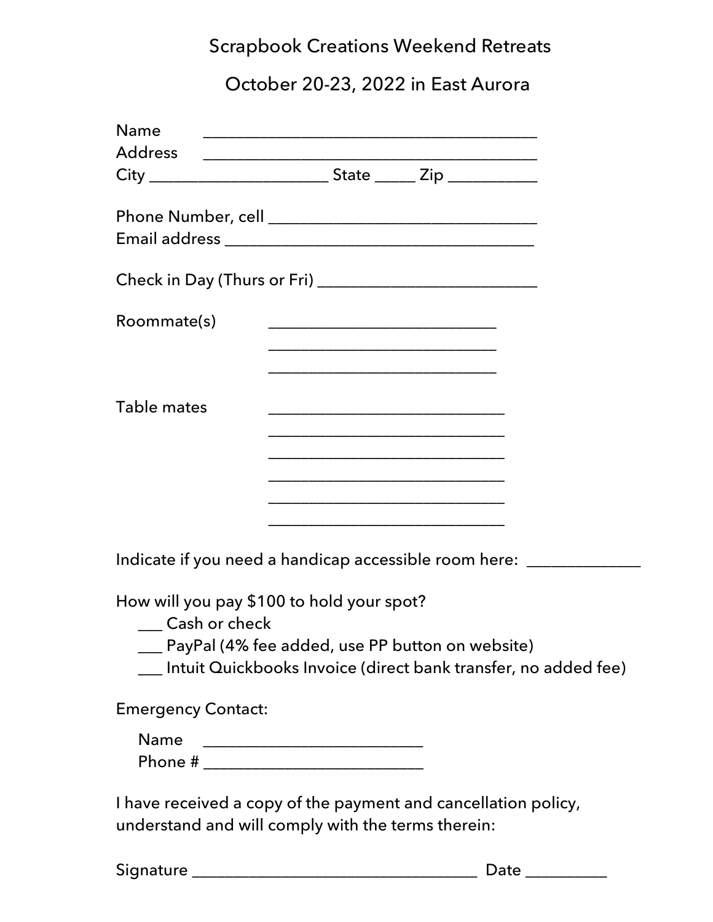# Scrapbook Creations Weekend Retreats

## October 20-23, 2022 in East Aurora

Name ________________________________________
Address ________________________________________
City _____________________ State _____ Zip ___________

Phone Number, cell _________________________________
Email address _____________________________________

Check in Day (Thurs or Fri) __________________________

Roommate(s) ___________________________
___________________________
___________________________

Table mates ____________________________
____________________________
____________________________
____________________________
____________________________
____________________________

Indicate if you need a handicap accessible room here: _____________

How will you pay $100 to hold your spot?

- ___ Cash or check
- ___ PayPal (4% fee added, use PP button on website)
- ___ Intuit Quickbooks Invoice (direct bank transfer, no added fee)

Emergency Contact:

Name __________________________
Phone # __________________________

I have received a copy of the payment and cancellation policy, understand and will comply with the terms therein:

Signature __________________________________ Date _________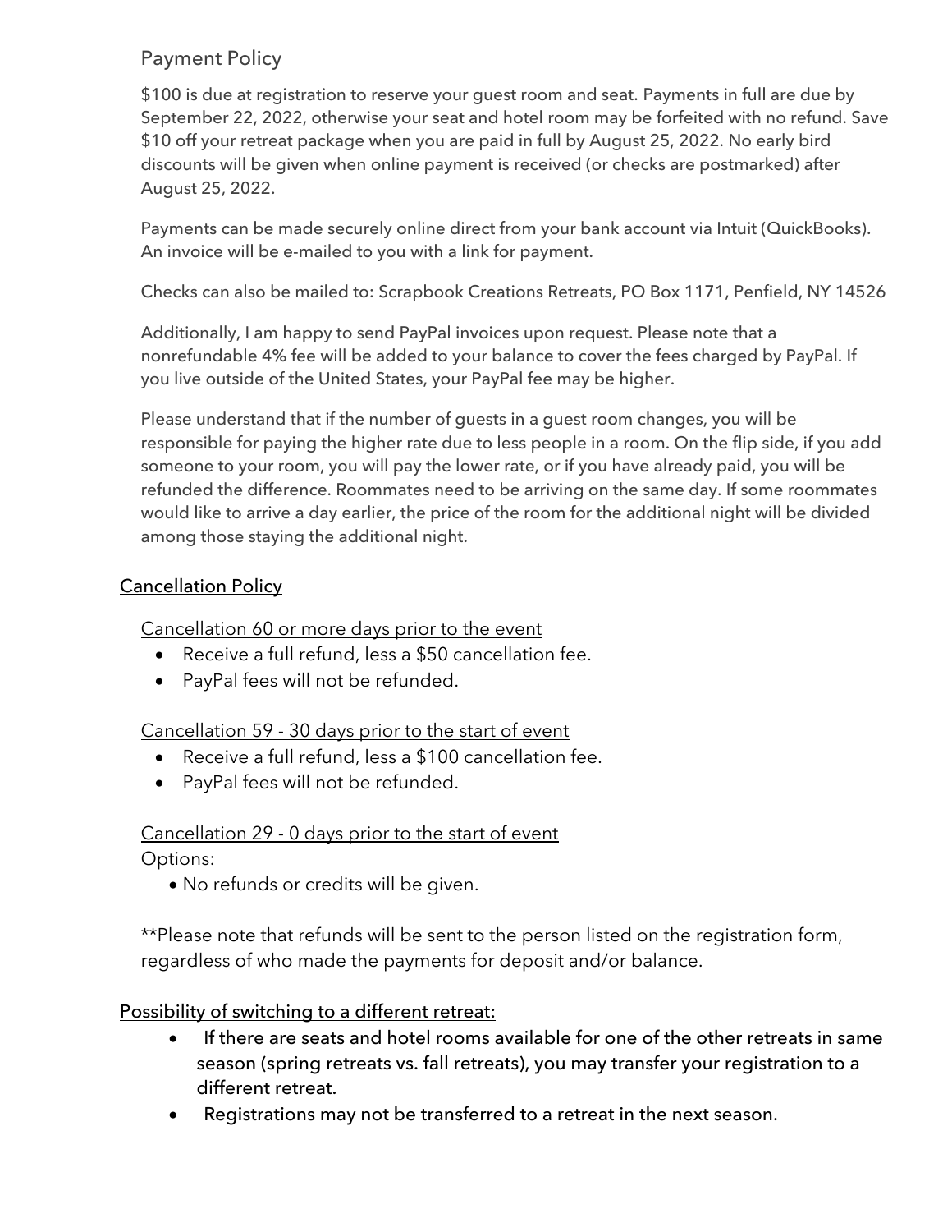## Payment Policy

$100 is due at registration to reserve your guest room and seat. Payments in full are due by September 22, 2022, otherwise your seat and hotel room may be forfeited with no refund. Save $10 off your retreat package when you are paid in full by August 25, 2022. No early bird discounts will be given when online payment is received (or checks are postmarked) after August 25, 2022.

Payments can be made securely online direct from your bank account via Intuit (QuickBooks). An invoice will be e-mailed to you with a link for payment.

Checks can also be mailed to: Scrapbook Creations Retreats, PO Box 1171, Penfield, NY 14526

Additionally, I am happy to send PayPal invoices upon request. Please note that a nonrefundable 4% fee will be added to your balance to cover the fees charged by PayPal. If you live outside of the United States, your PayPal fee may be higher.

Please understand that if the number of guests in a guest room changes, you will be responsible for paying the higher rate due to less people in a room. On the flip side, if you add someone to your room, you will pay the lower rate, or if you have already paid, you will be refunded the difference. Roommates need to be arriving on the same day. If some roommates would like to arrive a day earlier, the price of the room for the additional night will be divided among those staying the additional night.

## Cancellation Policy

### Cancellation 60 or more days prior to the event

- Receive a full refund, less a $50 cancellation fee.
- PayPal fees will not be refunded.

### Cancellation 59 - 30 days prior to the start of event

- Receive a full refund, less a $100 cancellation fee.
- PayPal fees will not be refunded.

### Cancellation 29 - 0 days prior to the start of event

Options:

- No refunds or credits will be given.

**Please note that refunds will be sent to the person listed on the registration form, regardless of who made the payments for deposit and/or balance.

## Possibility of switching to a different retreat:

- If there are seats and hotel rooms available for one of the other retreats in same season (spring retreats vs. fall retreats), you may transfer your registration to a different retreat.
- Registrations may not be transferred to a retreat in the next season.